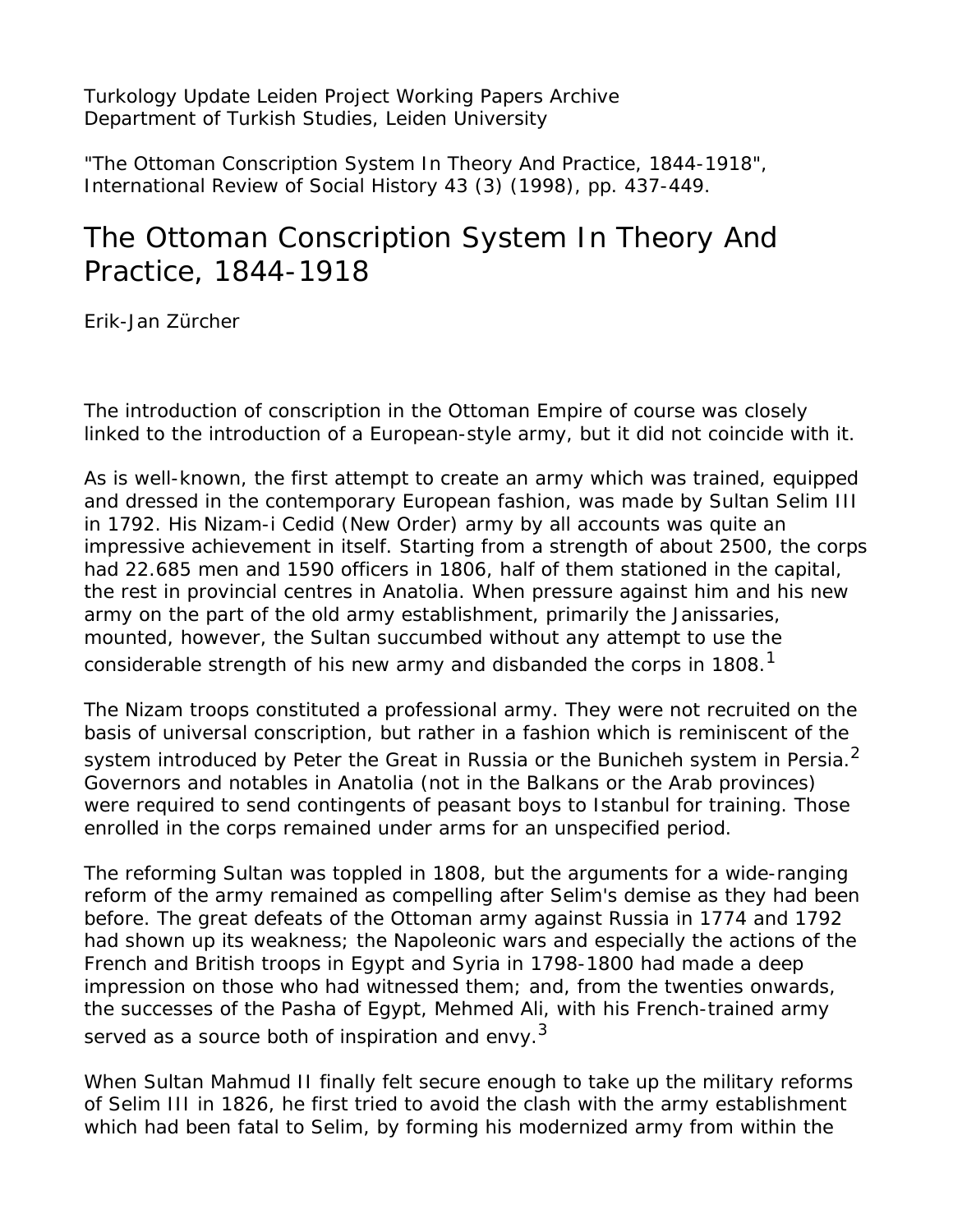Turkology Update Leiden Project Working Papers Archive
Department of Turkish Studies, Leiden University

"The Ottoman Conscription System In Theory And Practice, 1844-1918", International Review of Social History 43 (3) (1998), pp. 437-449.

# The Ottoman Conscription System In Theory And Practice, 1844-1918

Erik-Jan Zürcher

The introduction of conscription in the Ottoman Empire of course was closely linked to the introduction of a European-style army, but it did not coincide with it.

As is well-known, the first attempt to create an army which was trained, equipped and dressed in the contemporary European fashion, was made by Sultan Selim III in 1792. His Nizam-i Cedid (New Order) army by all accounts was quite an impressive achievement in itself. Starting from a strength of about 2500, the corps had 22.685 men and 1590 officers in 1806, half of them stationed in the capital, the rest in provincial centres in Anatolia. When pressure against him and his new army on the part of the old army establishment, primarily the Janissaries, mounted, however, the Sultan succumbed without any attempt to use the considerable strength of his new army and disbanded the corps in 1808.[1]

The Nizam troops constituted a professional army. They were not recruited on the basis of universal conscription, but rather in a fashion which is reminiscent of the system introduced by Peter the Great in Russia or the Bunicheh system in Persia.[2] Governors and notables in Anatolia (not in the Balkans or the Arab provinces) were required to send contingents of peasant boys to Istanbul for training. Those enrolled in the corps remained under arms for an unspecified period.

The reforming Sultan was toppled in 1808, but the arguments for a wide-ranging reform of the army remained as compelling after Selim's demise as they had been before. The great defeats of the Ottoman army against Russia in 1774 and 1792 had shown up its weakness; the Napoleonic wars and especially the actions of the French and British troops in Egypt and Syria in 1798-1800 had made a deep impression on those who had witnessed them; and, from the twenties onwards, the successes of the Pasha of Egypt, Mehmed Ali, with his French-trained army served as a source both of inspiration and envy.[3]

When Sultan Mahmud II finally felt secure enough to take up the military reforms of Selim III in 1826, he first tried to avoid the clash with the army establishment which had been fatal to Selim, by forming his modernized army from within the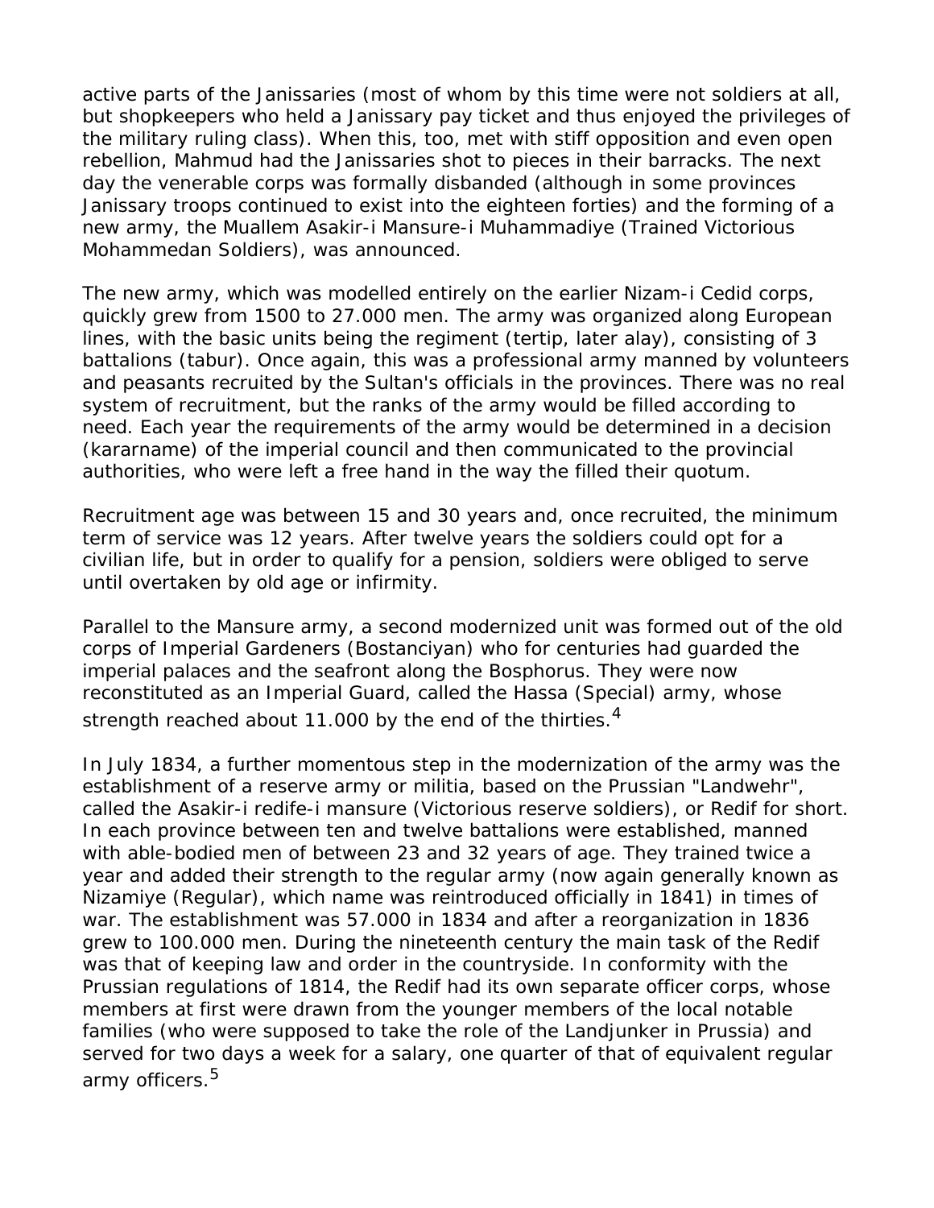active parts of the Janissaries (most of whom by this time were not soldiers at all, but shopkeepers who held a Janissary pay ticket and thus enjoyed the privileges of the military ruling class). When this, too, met with stiff opposition and even open rebellion, Mahmud had the Janissaries shot to pieces in their barracks. The next day the venerable corps was formally disbanded (although in some provinces Janissary troops continued to exist into the eighteen forties) and the forming of a new army, the Muallem Asakir-i Mansure-i Muhammadiye (Trained Victorious Mohammedan Soldiers), was announced.

The new army, which was modelled entirely on the earlier Nizam-i Cedid corps, quickly grew from 1500 to 27.000 men. The army was organized along European lines, with the basic units being the regiment (tertip, later alay), consisting of 3 battalions (tabur). Once again, this was a professional army manned by volunteers and peasants recruited by the Sultan's officials in the provinces. There was no real system of recruitment, but the ranks of the army would be filled according to need. Each year the requirements of the army would be determined in a decision (kararname) of the imperial council and then communicated to the provincial authorities, who were left a free hand in the way the filled their quotum.

Recruitment age was between 15 and 30 years and, once recruited, the minimum term of service was 12 years. After twelve years the soldiers could opt for a civilian life, but in order to qualify for a pension, soldiers were obliged to serve until overtaken by old age or infirmity.

Parallel to the Mansure army, a second modernized unit was formed out of the old corps of Imperial Gardeners (Bostanciyan) who for centuries had guarded the imperial palaces and the seafront along the Bosphorus. They were now reconstituted as an Imperial Guard, called the Hassa (Special) army, whose strength reached about 11.000 by the end of the thirties.[4]

In July 1834, a further momentous step in the modernization of the army was the establishment of a reserve army or militia, based on the Prussian "Landwehr", called the Asakir-i redife-i mansure (Victorious reserve soldiers), or Redif for short. In each province between ten and twelve battalions were established, manned with able-bodied men of between 23 and 32 years of age. They trained twice a year and added their strength to the regular army (now again generally known as Nizamiye (Regular), which name was reintroduced officially in 1841) in times of war. The establishment was 57.000 in 1834 and after a reorganization in 1836 grew to 100.000 men. During the nineteenth century the main task of the Redif was that of keeping law and order in the countryside. In conformity with the Prussian regulations of 1814, the Redif had its own separate officer corps, whose members at first were drawn from the younger members of the local notable families (who were supposed to take the role of the Landjunker in Prussia) and served for two days a week for a salary, one quarter of that of equivalent regular army officers.[5]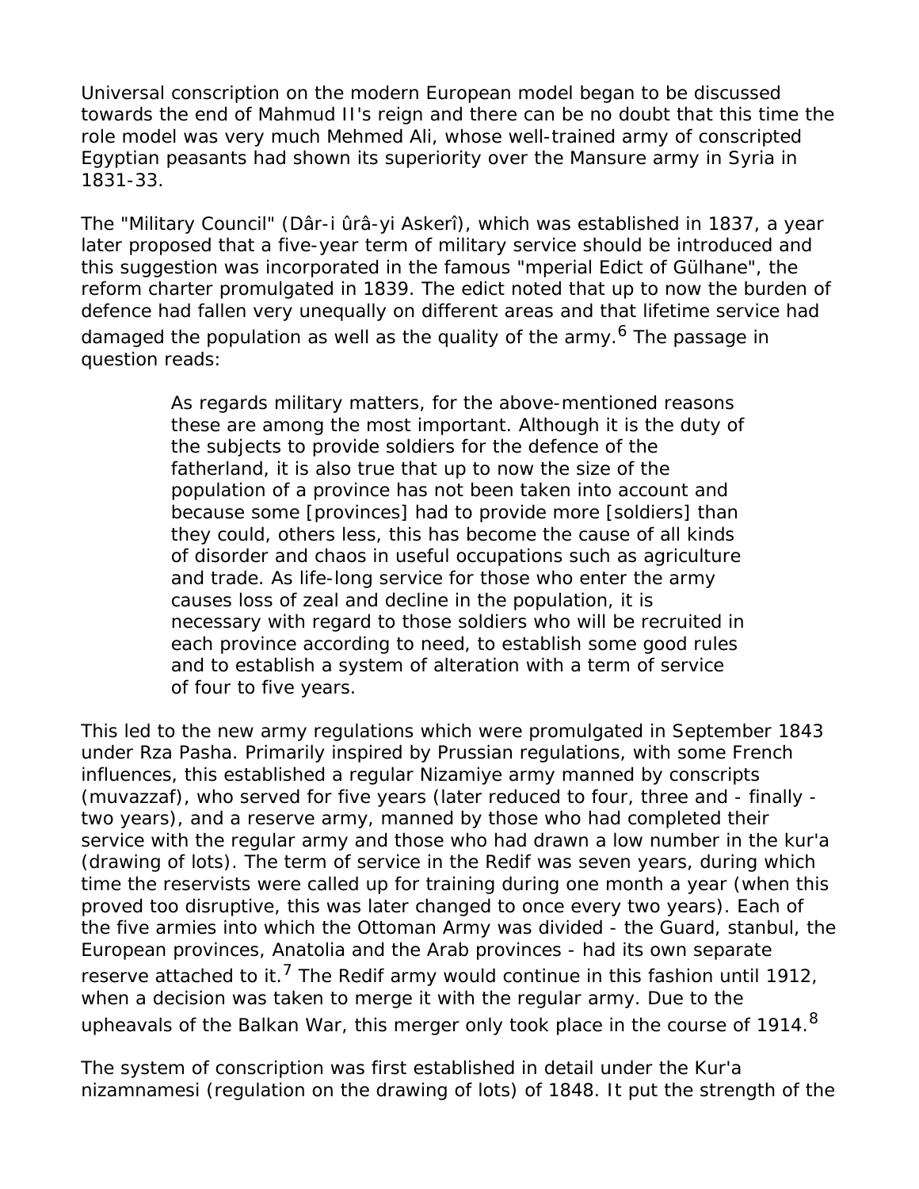Universal conscription on the modern European model began to be discussed towards the end of Mahmud II's reign and there can be no doubt that this time the role model was very much Mehmed Ali, whose well-trained army of conscripted Egyptian peasants had shown its superiority over the Mansure army in Syria in 1831-33.

The "Military Council" (Dâr-i ûrâ-yi Askerî), which was established in 1837, a year later proposed that a five-year term of military service should be introduced and this suggestion was incorporated in the famous "mperial Edict of Gülhane", the reform charter promulgated in 1839. The edict noted that up to now the burden of defence had fallen very unequally on different areas and that lifetime service had damaged the population as well as the quality of the army.[6] The passage in question reads:

> As regards military matters, for the above-mentioned reasons these are among the most important. Although it is the duty of the subjects to provide soldiers for the defence of the fatherland, it is also true that up to now the size of the population of a province has not been taken into account and because some [provinces] had to provide more [soldiers] than they could, others less, this has become the cause of all kinds of disorder and chaos in useful occupations such as agriculture and trade. As life-long service for those who enter the army causes loss of zeal and decline in the population, it is necessary with regard to those soldiers who will be recruited in each province according to need, to establish some good rules and to establish a system of alteration with a term of service of four to five years.

This led to the new army regulations which were promulgated in September 1843 under Rza Pasha. Primarily inspired by Prussian regulations, with some French influences, this established a regular Nizamiye army manned by conscripts (muvazzaf), who served for five years (later reduced to four, three and - finally - two years), and a reserve army, manned by those who had completed their service with the regular army and those who had drawn a low number in the kur'a (drawing of lots). The term of service in the Redif was seven years, during which time the reservists were called up for training during one month a year (when this proved too disruptive, this was later changed to once every two years). Each of the five armies into which the Ottoman Army was divided - the Guard, stanbul, the European provinces, Anatolia and the Arab provinces - had its own separate reserve attached to it.[7] The Redif army would continue in this fashion until 1912, when a decision was taken to merge it with the regular army. Due to the upheavals of the Balkan War, this merger only took place in the course of 1914.[8]

The system of conscription was first established in detail under the Kur'a nizamnamesi (regulation on the drawing of lots) of 1848. It put the strength of the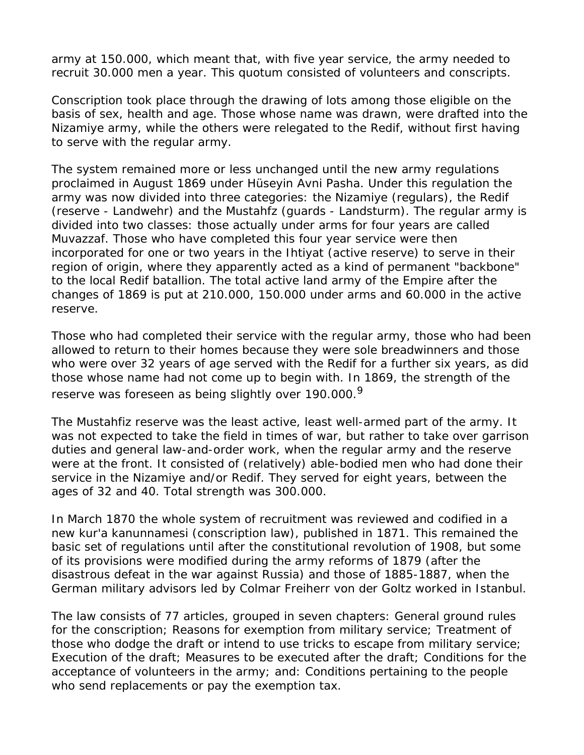army at 150.000, which meant that, with five year service, the army needed to recruit 30.000 men a year. This quotum consisted of volunteers and conscripts.

Conscription took place through the drawing of lots among those eligible on the basis of sex, health and age. Those whose name was drawn, were drafted into the Nizamiye army, while the others were relegated to the Redif, without first having to serve with the regular army.

The system remained more or less unchanged until the new army regulations proclaimed in August 1869 under Hüseyin Avni Pasha. Under this regulation the army was now divided into three categories: the Nizamiye (regulars), the Redif (reserve - Landwehr) and the Mustahfz (guards - Landsturm). The regular army is divided into two classes: those actually under arms for four years are called Muvazzaf. Those who have completed this four year service were then incorporated for one or two years in the Ihtiyat (active reserve) to serve in their region of origin, where they apparently acted as a kind of permanent "backbone" to the local Redif batallion. The total active land army of the Empire after the changes of 1869 is put at 210.000, 150.000 under arms and 60.000 in the active reserve.

Those who had completed their service with the regular army, those who had been allowed to return to their homes because they were sole breadwinners and those who were over 32 years of age served with the Redif for a further six years, as did those whose name had not come up to begin with. In 1869, the strength of the reserve was foreseen as being slightly over 190.000.[9]

The Mustahfiz reserve was the least active, least well-armed part of the army. It was not expected to take the field in times of war, but rather to take over garrison duties and general law-and-order work, when the regular army and the reserve were at the front. It consisted of (relatively) able-bodied men who had done their service in the Nizamiye and/or Redif. They served for eight years, between the ages of 32 and 40. Total strength was 300.000.

In March 1870 the whole system of recruitment was reviewed and codified in a new kur'a kanunnamesi (conscription law), published in 1871. This remained the basic set of regulations until after the constitutional revolution of 1908, but some of its provisions were modified during the army reforms of 1879 (after the disastrous defeat in the war against Russia) and those of 1885-1887, when the German military advisors led by Colmar Freiherr von der Goltz worked in Istanbul.

The law consists of 77 articles, grouped in seven chapters: General ground rules for the conscription; Reasons for exemption from military service; Treatment of those who dodge the draft or intend to use tricks to escape from military service; Execution of the draft; Measures to be executed after the draft; Conditions for the acceptance of volunteers in the army; and: Conditions pertaining to the people who send replacements or pay the exemption tax.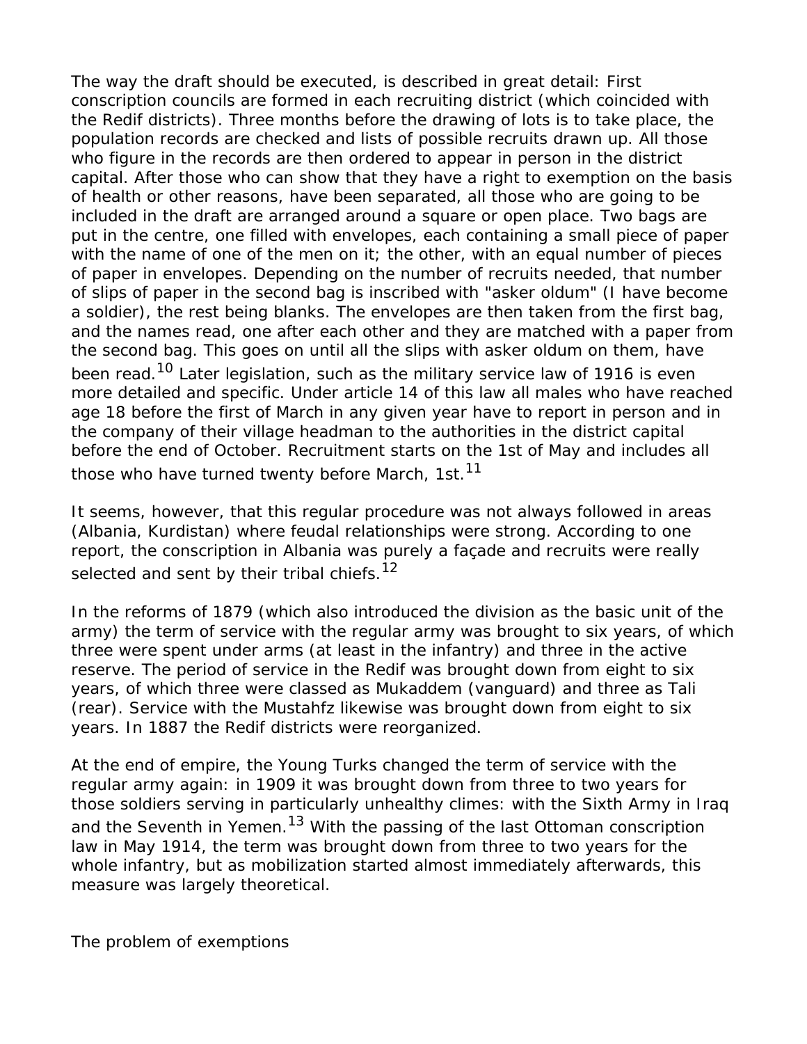The way the draft should be executed, is described in great detail: First conscription councils are formed in each recruiting district (which coincided with the Redif districts). Three months before the drawing of lots is to take place, the population records are checked and lists of possible recruits drawn up. All those who figure in the records are then ordered to appear in person in the district capital. After those who can show that they have a right to exemption on the basis of health or other reasons, have been separated, all those who are going to be included in the draft are arranged around a square or open place. Two bags are put in the centre, one filled with envelopes, each containing a small piece of paper with the name of one of the men on it; the other, with an equal number of pieces of paper in envelopes. Depending on the number of recruits needed, that number of slips of paper in the second bag is inscribed with "asker oldum" (I have become a soldier), the rest being blanks. The envelopes are then taken from the first bag, and the names read, one after each other and they are matched with a paper from the second bag. This goes on until all the slips with asker oldum on them, have been read.[10] Later legislation, such as the military service law of 1916 is even more detailed and specific. Under article 14 of this law all males who have reached age 18 before the first of March in any given year have to report in person and in the company of their village headman to the authorities in the district capital before the end of October. Recruitment starts on the 1st of May and includes all those who have turned twenty before March, 1st.[11]

It seems, however, that this regular procedure was not always followed in areas (Albania, Kurdistan) where feudal relationships were strong. According to one report, the conscription in Albania was purely a façade and recruits were really selected and sent by their tribal chiefs.[12]

In the reforms of 1879 (which also introduced the division as the basic unit of the army) the term of service with the regular army was brought to six years, of which three were spent under arms (at least in the infantry) and three in the active reserve. The period of service in the Redif was brought down from eight to six years, of which three were classed as Mukaddem (vanguard) and three as Tali (rear). Service with the Mustahfz likewise was brought down from eight to six years. In 1887 the Redif districts were reorganized.

At the end of empire, the Young Turks changed the term of service with the regular army again: in 1909 it was brought down from three to two years for those soldiers serving in particularly unhealthy climes: with the Sixth Army in Iraq and the Seventh in Yemen.[13] With the passing of the last Ottoman conscription law in May 1914, the term was brought down from three to two years for the whole infantry, but as mobilization started almost immediately afterwards, this measure was largely theoretical.

## The problem of exemptions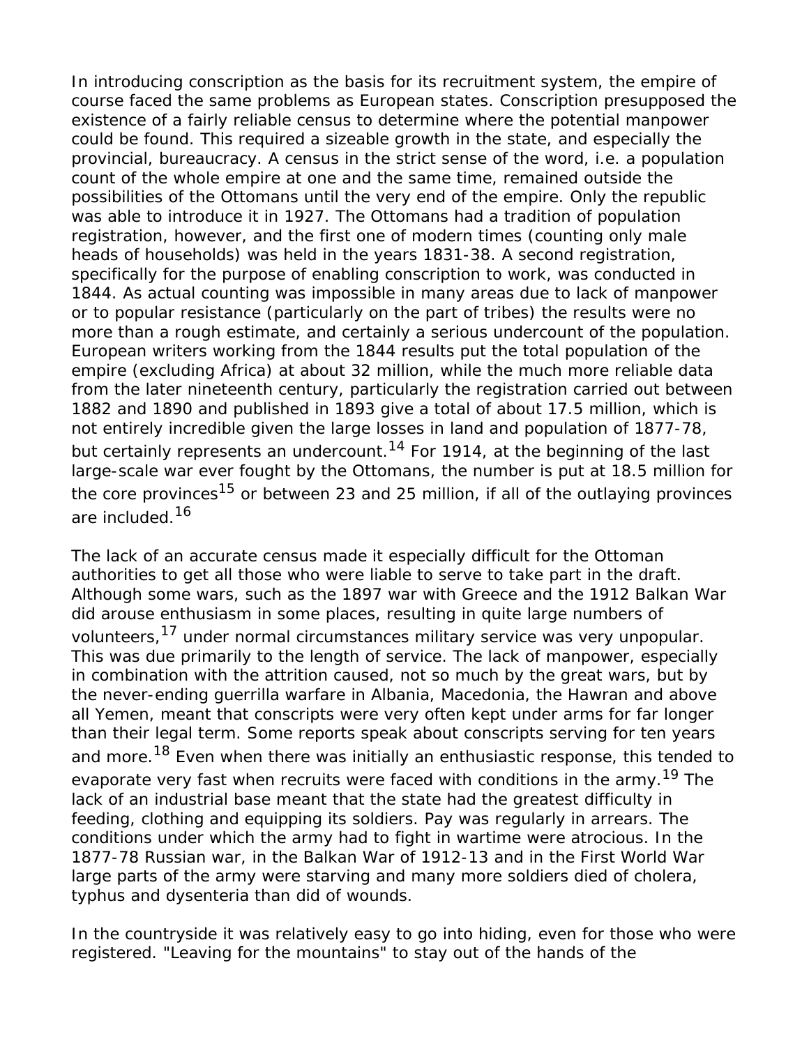In introducing conscription as the basis for its recruitment system, the empire of course faced the same problems as European states. Conscription presupposed the existence of a fairly reliable census to determine where the potential manpower could be found. This required a sizeable growth in the state, and especially the provincial, bureaucracy. A census in the strict sense of the word, i.e. a population count of the whole empire at one and the same time, remained outside the possibilities of the Ottomans until the very end of the empire. Only the republic was able to introduce it in 1927. The Ottomans had a tradition of population registration, however, and the first one of modern times (counting only male heads of households) was held in the years 1831-38. A second registration, specifically for the purpose of enabling conscription to work, was conducted in 1844. As actual counting was impossible in many areas due to lack of manpower or to popular resistance (particularly on the part of tribes) the results were no more than a rough estimate, and certainly a serious undercount of the population. European writers working from the 1844 results put the total population of the empire (excluding Africa) at about 32 million, while the much more reliable data from the later nineteenth century, particularly the registration carried out between 1882 and 1890 and published in 1893 give a total of about 17.5 million, which is not entirely incredible given the large losses in land and population of 1877-78, but certainly represents an undercount.[14] For 1914, at the beginning of the last large-scale war ever fought by the Ottomans, the number is put at 18.5 million for the core provinces[15] or between 23 and 25 million, if all of the outlaying provinces are included.[16]

The lack of an accurate census made it especially difficult for the Ottoman authorities to get all those who were liable to serve to take part in the draft. Although some wars, such as the 1897 war with Greece and the 1912 Balkan War did arouse enthusiasm in some places, resulting in quite large numbers of volunteers,[17] under normal circumstances military service was very unpopular. This was due primarily to the length of service. The lack of manpower, especially in combination with the attrition caused, not so much by the great wars, but by the never-ending guerrilla warfare in Albania, Macedonia, the Hawran and above all Yemen, meant that conscripts were very often kept under arms for far longer than their legal term. Some reports speak about conscripts serving for ten years and more.[18] Even when there was initially an enthusiastic response, this tended to evaporate very fast when recruits were faced with conditions in the army.[19] The lack of an industrial base meant that the state had the greatest difficulty in feeding, clothing and equipping its soldiers. Pay was regularly in arrears. The conditions under which the army had to fight in wartime were atrocious. In the 1877-78 Russian war, in the Balkan War of 1912-13 and in the First World War large parts of the army were starving and many more soldiers died of cholera, typhus and dysenteria than did of wounds.

In the countryside it was relatively easy to go into hiding, even for those who were registered. "Leaving for the mountains" to stay out of the hands of the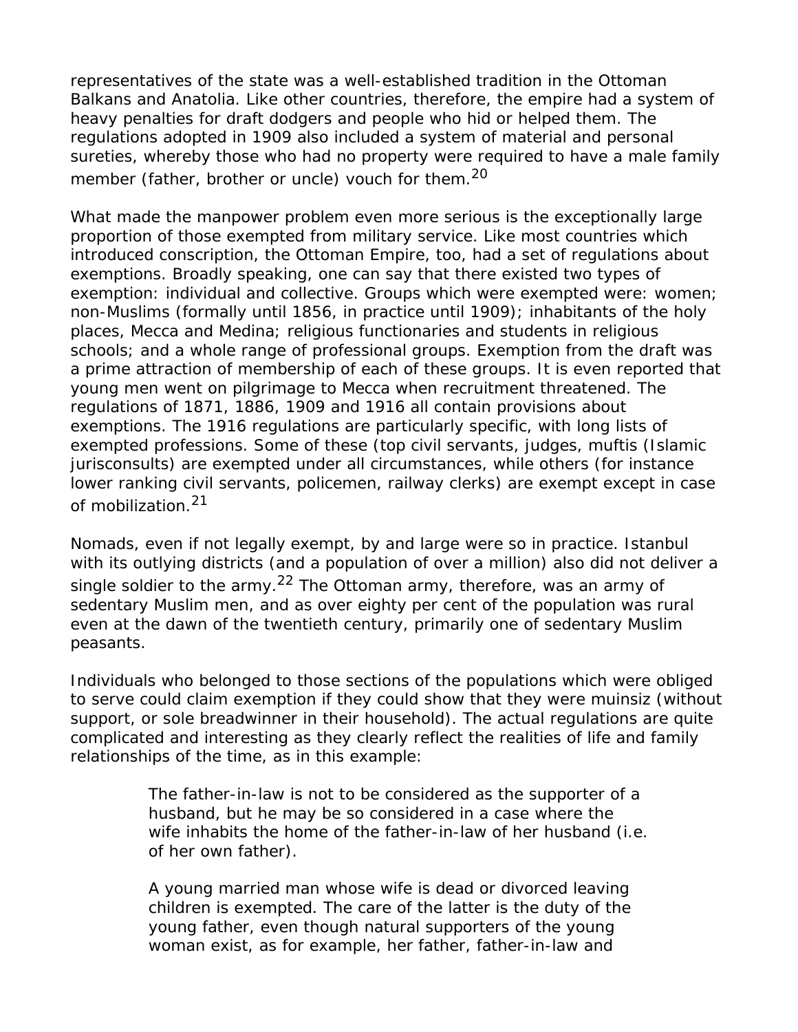representatives of the state was a well-established tradition in the Ottoman Balkans and Anatolia. Like other countries, therefore, the empire had a system of heavy penalties for draft dodgers and people who hid or helped them. The regulations adopted in 1909 also included a system of material and personal sureties, whereby those who had no property were required to have a male family member (father, brother or uncle) vouch for them.[20]

What made the manpower problem even more serious is the exceptionally large proportion of those exempted from military service. Like most countries which introduced conscription, the Ottoman Empire, too, had a set of regulations about exemptions. Broadly speaking, one can say that there existed two types of exemption: individual and collective. Groups which were exempted were: women; non-Muslims (formally until 1856, in practice until 1909); inhabitants of the holy places, Mecca and Medina; religious functionaries and students in religious schools; and a whole range of professional groups. Exemption from the draft was a prime attraction of membership of each of these groups. It is even reported that young men went on pilgrimage to Mecca when recruitment threatened. The regulations of 1871, 1886, 1909 and 1916 all contain provisions about exemptions. The 1916 regulations are particularly specific, with long lists of exempted professions. Some of these (top civil servants, judges, muftis (Islamic jurisconsults) are exempted under all circumstances, while others (for instance lower ranking civil servants, policemen, railway clerks) are exempt except in case of mobilization.[21]

Nomads, even if not legally exempt, by and large were so in practice. Istanbul with its outlying districts (and a population of over a million) also did not deliver a single soldier to the army.[22] The Ottoman army, therefore, was an army of sedentary Muslim men, and as over eighty per cent of the population was rural even at the dawn of the twentieth century, primarily one of sedentary Muslim peasants.

Individuals who belonged to those sections of the populations which were obliged to serve could claim exemption if they could show that they were muinsiz (without support, or sole breadwinner in their household). The actual regulations are quite complicated and interesting as they clearly reflect the realities of life and family relationships of the time, as in this example:

> The father-in-law is not to be considered as the supporter of a husband, but he may be so considered in a case where the wife inhabits the home of the father-in-law of her husband (i.e. of her own father).
>
> A young married man whose wife is dead or divorced leaving children is exempted. The care of the latter is the duty of the young father, even though natural supporters of the young woman exist, as for example, her father, father-in-law and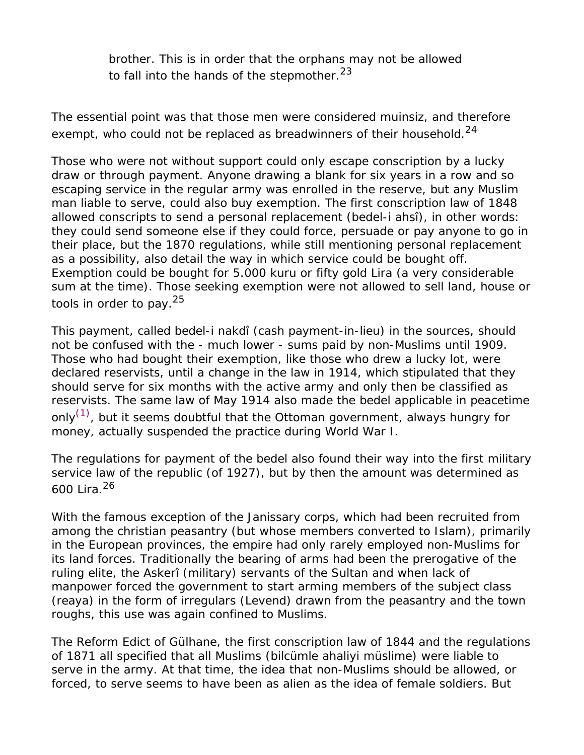brother. This is in order that the orphans may not be allowed to fall into the hands of the stepmother.[23]

The essential point was that those men were considered muinsiz, and therefore exempt, who could not be replaced as breadwinners of their household.[24]

Those who were not without support could only escape conscription by a lucky draw or through payment. Anyone drawing a blank for six years in a row and so escaping service in the regular army was enrolled in the reserve, but any Muslim man liable to serve, could also buy exemption. The first conscription law of 1848 allowed conscripts to send a personal replacement (bedel-i ahsî), in other words: they could send someone else if they could force, persuade or pay anyone to go in their place, but the 1870 regulations, while still mentioning personal replacement as a possibility, also detail the way in which service could be bought off. Exemption could be bought for 5.000 kuru or fifty gold Lira (a very considerable sum at the time). Those seeking exemption were not allowed to sell land, house or tools in order to pay.[25]

This payment, called bedel-i nakdî (cash payment-in-lieu) in the sources, should not be confused with the - much lower - sums paid by non-Muslims until 1909. Those who had bought their exemption, like those who drew a lucky lot, were declared reservists, until a change in the law in 1914, which stipulated that they should serve for six months with the active army and only then be classified as reservists. The same law of May 1914 also made the bedel applicable in peacetime only[(1)], but it seems doubtful that the Ottoman government, always hungry for money, actually suspended the practice during World War I.

The regulations for payment of the bedel also found their way into the first military service law of the republic (of 1927), but by then the amount was determined as 600 Lira.[26]

With the famous exception of the Janissary corps, which had been recruited from among the christian peasantry (but whose members converted to Islam), primarily in the European provinces, the empire had only rarely employed non-Muslims for its land forces. Traditionally the bearing of arms had been the prerogative of the ruling elite, the Askerî (military) servants of the Sultan and when lack of manpower forced the government to start arming members of the subject class (reaya) in the form of irregulars (Levend) drawn from the peasantry and the town roughs, this use was again confined to Muslims.

The Reform Edict of Gülhane, the first conscription law of 1844 and the regulations of 1871 all specified that all Muslims (bilcümle ahaliyi müslime) were liable to serve in the army. At that time, the idea that non-Muslims should be allowed, or forced, to serve seems to have been as alien as the idea of female soldiers. But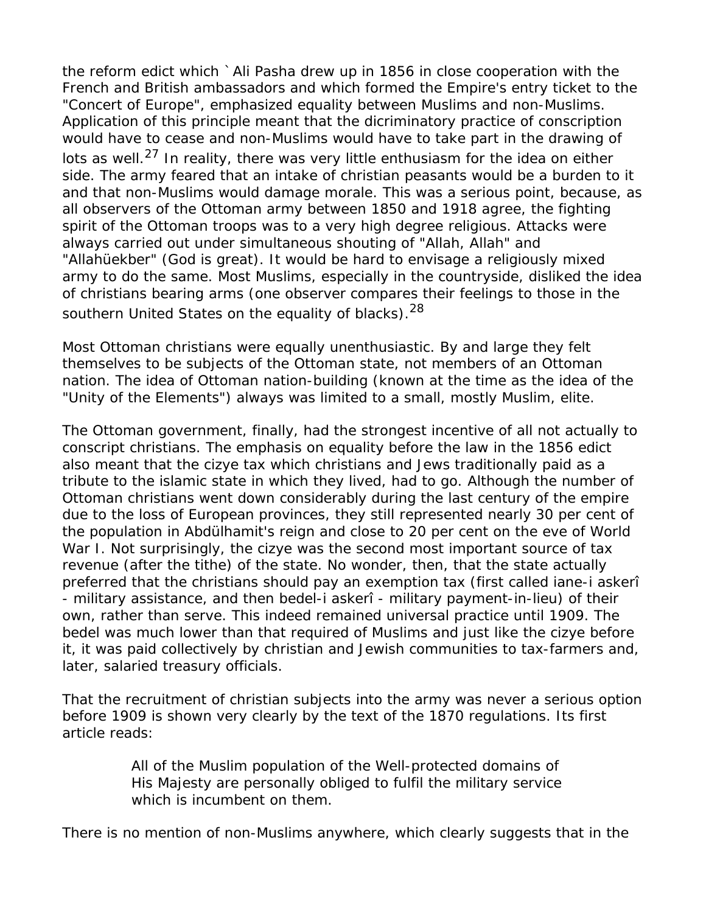the reform edict which `Ali Pasha drew up in 1856 in close cooperation with the French and British ambassadors and which formed the Empire's entry ticket to the "Concert of Europe", emphasized equality between Muslims and non-Muslims. Application of this principle meant that the dicriminatory practice of conscription would have to cease and non-Muslims would have to take part in the drawing of lots as well.[27] In reality, there was very little enthusiasm for the idea on either side. The army feared that an intake of christian peasants would be a burden to it and that non-Muslims would damage morale. This was a serious point, because, as all observers of the Ottoman army between 1850 and 1918 agree, the fighting spirit of the Ottoman troops was to a very high degree religious. Attacks were always carried out under simultaneous shouting of "Allah, Allah" and "Allahüekber" (God is great). It would be hard to envisage a religiously mixed army to do the same. Most Muslims, especially in the countryside, disliked the idea of christians bearing arms (one observer compares their feelings to those in the southern United States on the equality of blacks).[28]

Most Ottoman christians were equally unenthusiastic. By and large they felt themselves to be subjects of the Ottoman state, not members of an Ottoman nation. The idea of Ottoman nation-building (known at the time as the idea of the "Unity of the Elements") always was limited to a small, mostly Muslim, elite.

The Ottoman government, finally, had the strongest incentive of all not actually to conscript christians. The emphasis on equality before the law in the 1856 edict also meant that the cizye tax which christians and Jews traditionally paid as a tribute to the islamic state in which they lived, had to go. Although the number of Ottoman christians went down considerably during the last century of the empire due to the loss of European provinces, they still represented nearly 30 per cent of the population in Abdülhamit's reign and close to 20 per cent on the eve of World War I. Not surprisingly, the cizye was the second most important source of tax revenue (after the tithe) of the state. No wonder, then, that the state actually preferred that the christians should pay an exemption tax (first called iane-i askerî - military assistance, and then bedel-i askerî - military payment-in-lieu) of their own, rather than serve. This indeed remained universal practice until 1909. The bedel was much lower than that required of Muslims and just like the cizye before it, it was paid collectively by christian and Jewish communities to tax-farmers and, later, salaried treasury officials.

That the recruitment of christian subjects into the army was never a serious option before 1909 is shown very clearly by the text of the 1870 regulations. Its first article reads:

> All of the Muslim population of the Well-protected domains of His Majesty are personally obliged to fulfil the military service which is incumbent on them.

There is no mention of non-Muslims anywhere, which clearly suggests that in the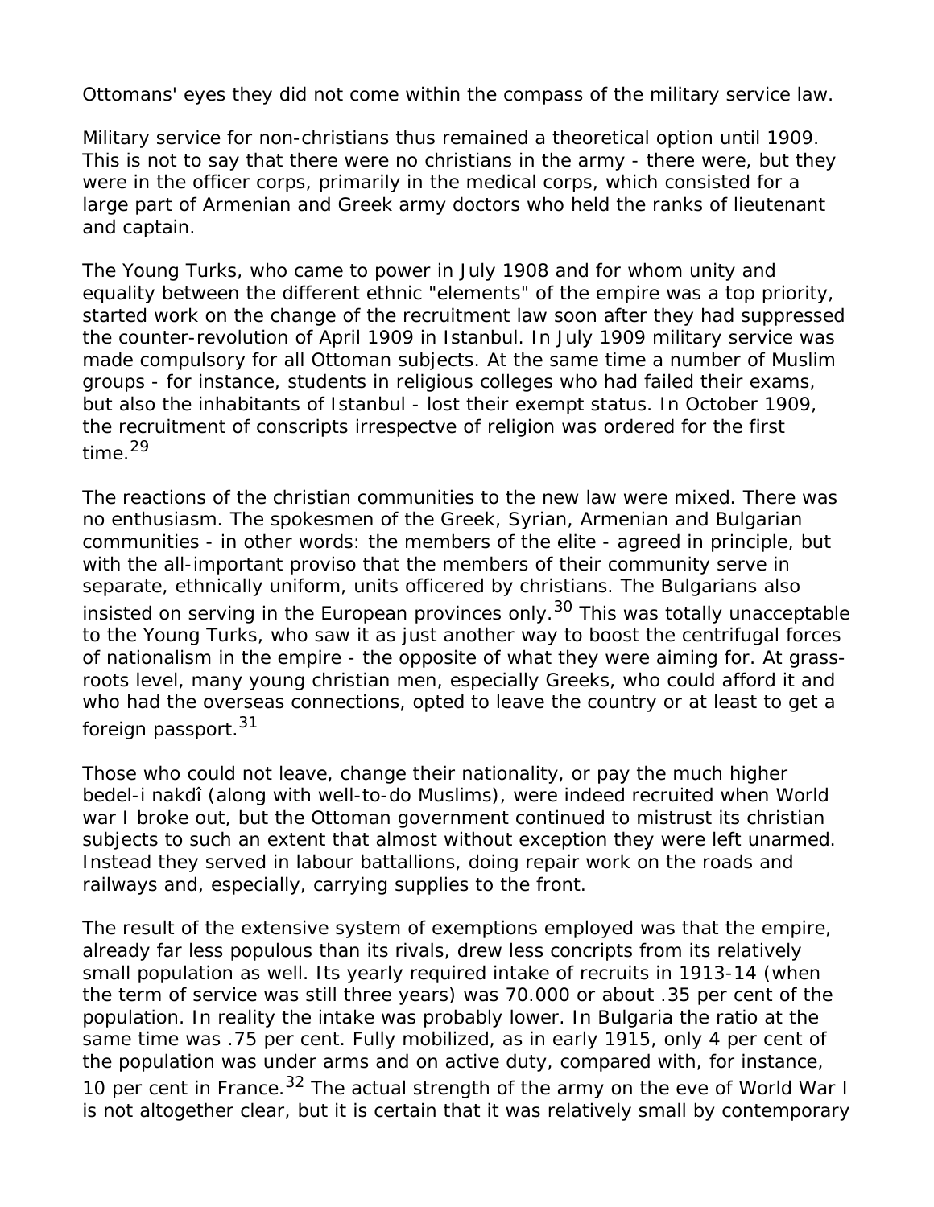Ottomans' eyes they did not come within the compass of the military service law.

Military service for non-christians thus remained a theoretical option until 1909. This is not to say that there were no christians in the army - there were, but they were in the officer corps, primarily in the medical corps, which consisted for a large part of Armenian and Greek army doctors who held the ranks of lieutenant and captain.

The Young Turks, who came to power in July 1908 and for whom unity and equality between the different ethnic "elements" of the empire was a top priority, started work on the change of the recruitment law soon after they had suppressed the counter-revolution of April 1909 in Istanbul. In July 1909 military service was made compulsory for all Ottoman subjects. At the same time a number of Muslim groups - for instance, students in religious colleges who had failed their exams, but also the inhabitants of Istanbul - lost their exempt status. In October 1909, the recruitment of conscripts irrespectve of religion was ordered for the first time.[29]

The reactions of the christian communities to the new law were mixed. There was no enthusiasm. The spokesmen of the Greek, Syrian, Armenian and Bulgarian communities - in other words: the members of the elite - agreed in principle, but with the all-important proviso that the members of their community serve in separate, ethnically uniform, units officered by christians. The Bulgarians also insisted on serving in the European provinces only.[30] This was totally unacceptable to the Young Turks, who saw it as just another way to boost the centrifugal forces of nationalism in the empire - the opposite of what they were aiming for. At grass-roots level, many young christian men, especially Greeks, who could afford it and who had the overseas connections, opted to leave the country or at least to get a foreign passport.[31]

Those who could not leave, change their nationality, or pay the much higher bedel-i nakdî (along with well-to-do Muslims), were indeed recruited when World war I broke out, but the Ottoman government continued to mistrust its christian subjects to such an extent that almost without exception they were left unarmed. Instead they served in labour battallions, doing repair work on the roads and railways and, especially, carrying supplies to the front.

The result of the extensive system of exemptions employed was that the empire, already far less populous than its rivals, drew less concripts from its relatively small population as well. Its yearly required intake of recruits in 1913-14 (when the term of service was still three years) was 70.000 or about .35 per cent of the population. In reality the intake was probably lower. In Bulgaria the ratio at the same time was .75 per cent. Fully mobilized, as in early 1915, only 4 per cent of the population was under arms and on active duty, compared with, for instance, 10 per cent in France.[32] The actual strength of the army on the eve of World War I is not altogether clear, but it is certain that it was relatively small by contemporary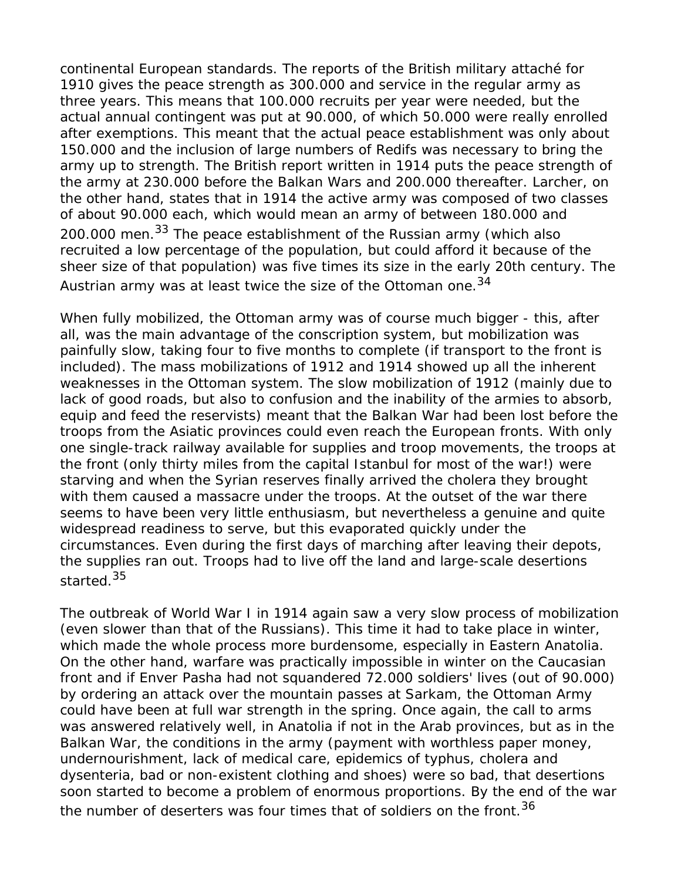continental European standards. The reports of the British military attaché for 1910 gives the peace strength as 300.000 and service in the regular army as three years. This means that 100.000 recruits per year were needed, but the actual annual contingent was put at 90.000, of which 50.000 were really enrolled after exemptions. This meant that the actual peace establishment was only about 150.000 and the inclusion of large numbers of Redifs was necessary to bring the army up to strength. The British report written in 1914 puts the peace strength of the army at 230.000 before the Balkan Wars and 200.000 thereafter. Larcher, on the other hand, states that in 1914 the active army was composed of two classes of about 90.000 each, which would mean an army of between 180.000 and 200.000 men.[33] The peace establishment of the Russian army (which also recruited a low percentage of the population, but could afford it because of the sheer size of that population) was five times its size in the early 20th century. The Austrian army was at least twice the size of the Ottoman one.[34]

When fully mobilized, the Ottoman army was of course much bigger - this, after all, was the main advantage of the conscription system, but mobilization was painfully slow, taking four to five months to complete (if transport to the front is included). The mass mobilizations of 1912 and 1914 showed up all the inherent weaknesses in the Ottoman system. The slow mobilization of 1912 (mainly due to lack of good roads, but also to confusion and the inability of the armies to absorb, equip and feed the reservists) meant that the Balkan War had been lost before the troops from the Asiatic provinces could even reach the European fronts. With only one single-track railway available for supplies and troop movements, the troops at the front (only thirty miles from the capital Istanbul for most of the war!) were starving and when the Syrian reserves finally arrived the cholera they brought with them caused a massacre under the troops. At the outset of the war there seems to have been very little enthusiasm, but nevertheless a genuine and quite widespread readiness to serve, but this evaporated quickly under the circumstances. Even during the first days of marching after leaving their depots, the supplies ran out. Troops had to live off the land and large-scale desertions started.[35]

The outbreak of World War I in 1914 again saw a very slow process of mobilization (even slower than that of the Russians). This time it had to take place in winter, which made the whole process more burdensome, especially in Eastern Anatolia. On the other hand, warfare was practically impossible in winter on the Caucasian front and if Enver Pasha had not squandered 72.000 soldiers' lives (out of 90.000) by ordering an attack over the mountain passes at Sarkam, the Ottoman Army could have been at full war strength in the spring. Once again, the call to arms was answered relatively well, in Anatolia if not in the Arab provinces, but as in the Balkan War, the conditions in the army (payment with worthless paper money, undernourishment, lack of medical care, epidemics of typhus, cholera and dysenteria, bad or non-existent clothing and shoes) were so bad, that desertions soon started to become a problem of enormous proportions. By the end of the war the number of deserters was four times that of soldiers on the front.[36]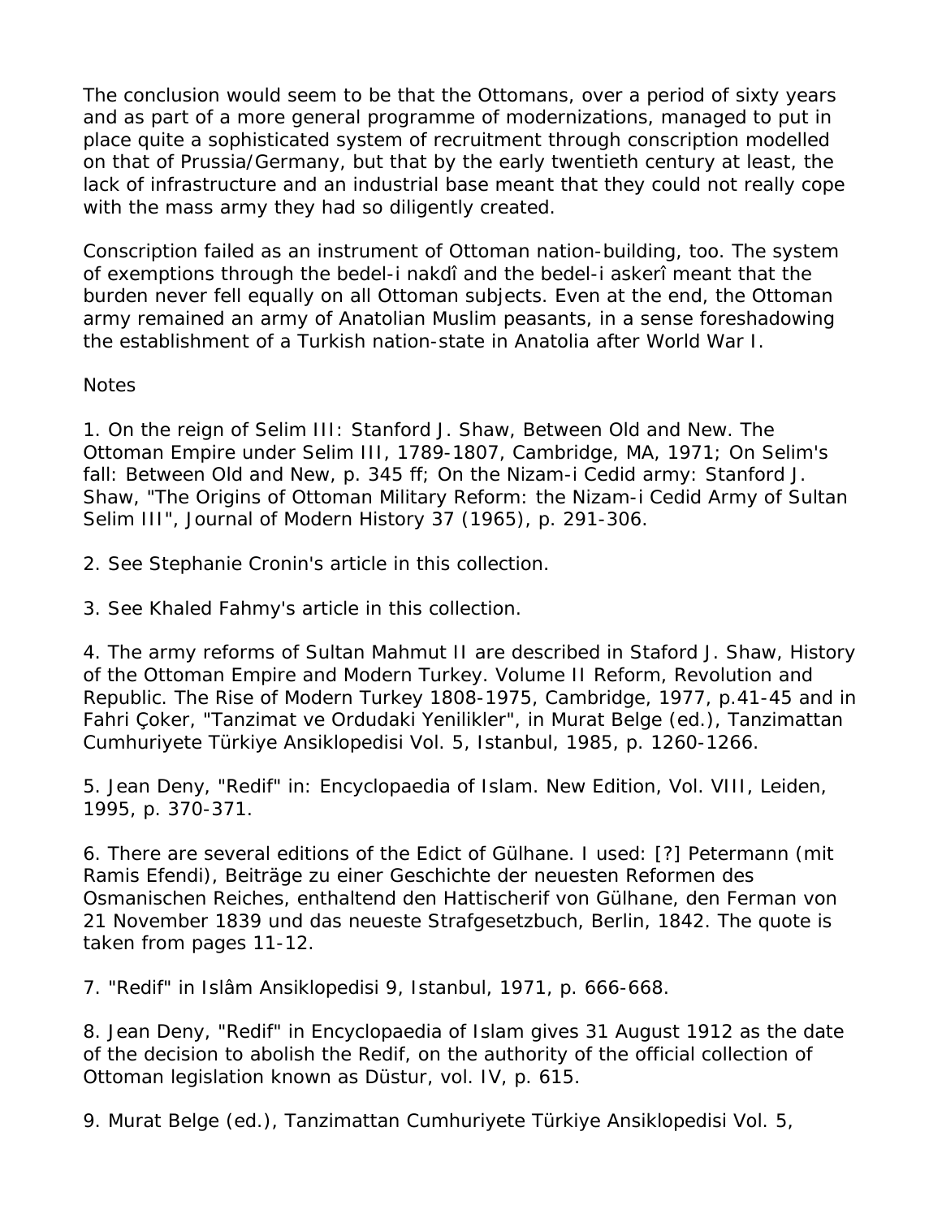The conclusion would seem to be that the Ottomans, over a period of sixty years and as part of a more general programme of modernizations, managed to put in place quite a sophisticated system of recruitment through conscription modelled on that of Prussia/Germany, but that by the early twentieth century at least, the lack of infrastructure and an industrial base meant that they could not really cope with the mass army they had so diligently created.

Conscription failed as an instrument of Ottoman nation-building, too. The system of exemptions through the bedel-i nakdî and the bedel-i askerî meant that the burden never fell equally on all Ottoman subjects. Even at the end, the Ottoman army remained an army of Anatolian Muslim peasants, in a sense foreshadowing the establishment of a Turkish nation-state in Anatolia after World War I.

Notes

1. On the reign of Selim III: Stanford J. Shaw, Between Old and New. The Ottoman Empire under Selim III, 1789-1807, Cambridge, MA, 1971; On Selim's fall: Between Old and New, p. 345 ff; On the Nizam-i Cedid army: Stanford J. Shaw, "The Origins of Ottoman Military Reform: the Nizam-i Cedid Army of Sultan Selim III", Journal of Modern History 37 (1965), p. 291-306.

2. See Stephanie Cronin's article in this collection.

3. See Khaled Fahmy's article in this collection.

4. The army reforms of Sultan Mahmut II are described in Staford J. Shaw, History of the Ottoman Empire and Modern Turkey. Volume II Reform, Revolution and Republic. The Rise of Modern Turkey 1808-1975, Cambridge, 1977, p.41-45 and in Fahri Çoker, "Tanzimat ve Ordudaki Yenilikler", in Murat Belge (ed.), Tanzimattan Cumhuriyete Türkiye Ansiklopedisi Vol. 5, Istanbul, 1985, p. 1260-1266.

5. Jean Deny, "Redif" in: Encyclopaedia of Islam. New Edition, Vol. VIII, Leiden, 1995, p. 370-371.

6. There are several editions of the Edict of Gülhane. I used: [?] Petermann (mit Ramis Efendi), Beiträge zu einer Geschichte der neuesten Reformen des Osmanischen Reiches, enthaltend den Hattischerif von Gülhane, den Ferman von 21 November 1839 und das neueste Strafgesetzbuch, Berlin, 1842. The quote is taken from pages 11-12.

7. "Redif" in Islâm Ansiklopedisi 9, Istanbul, 1971, p. 666-668.

8. Jean Deny, "Redif" in Encyclopaedia of Islam gives 31 August 1912 as the date of the decision to abolish the Redif, on the authority of the official collection of Ottoman legislation known as Düstur, vol. IV, p. 615.

9. Murat Belge (ed.), Tanzimattan Cumhuriyete Türkiye Ansiklopedisi Vol. 5,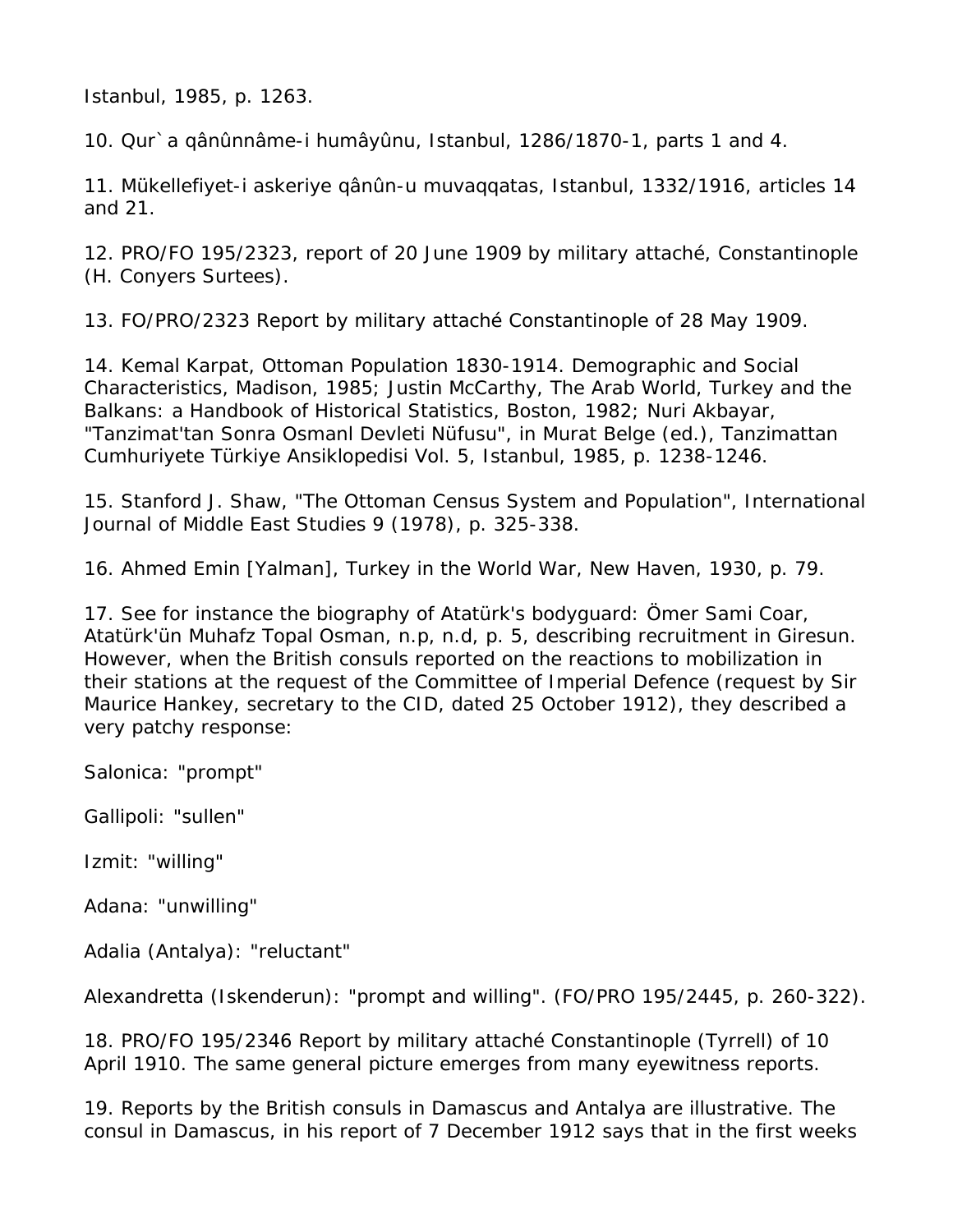Istanbul, 1985, p. 1263.

10. Qur`a qânûnnâme-i humâyûnu, Istanbul, 1286/1870-1, parts 1 and 4.

11. Mükellefiyet-i askeriye qânûn-u muvaqqatas, Istanbul, 1332/1916, articles 14 and 21.

12. PRO/FO 195/2323, report of 20 June 1909 by military attaché, Constantinople (H. Conyers Surtees).

13. FO/PRO/2323 Report by military attaché Constantinople of 28 May 1909.

14. Kemal Karpat, Ottoman Population 1830-1914. Demographic and Social Characteristics, Madison, 1985; Justin McCarthy, The Arab World, Turkey and the Balkans: a Handbook of Historical Statistics, Boston, 1982; Nuri Akbayar, "Tanzimat'tan Sonra Osmanl Devleti Nüfusu", in Murat Belge (ed.), Tanzimattan Cumhuriyete Türkiye Ansiklopedisi Vol. 5, Istanbul, 1985, p. 1238-1246.

15. Stanford J. Shaw, "The Ottoman Census System and Population", International Journal of Middle East Studies 9 (1978), p. 325-338.

16. Ahmed Emin [Yalman], Turkey in the World War, New Haven, 1930, p. 79.

17. See for instance the biography of Atatürk's bodyguard: Ömer Sami Coar, Atatürk'ün Muhafz Topal Osman, n.p, n.d, p. 5, describing recruitment in Giresun. However, when the British consuls reported on the reactions to mobilization in their stations at the request of the Committee of Imperial Defence (request by Sir Maurice Hankey, secretary to the CID, dated 25 October 1912), they described a very patchy response:

Salonica: "prompt"

Gallipoli: "sullen"

Izmit: "willing"

Adana: "unwilling"

Adalia (Antalya): "reluctant"

Alexandretta (Iskenderun): "prompt and willing". (FO/PRO 195/2445, p. 260-322).

18. PRO/FO 195/2346 Report by military attaché Constantinople (Tyrrell) of 10 April 1910. The same general picture emerges from many eyewitness reports.

19. Reports by the British consuls in Damascus and Antalya are illustrative. The consul in Damascus, in his report of 7 December 1912 says that in the first weeks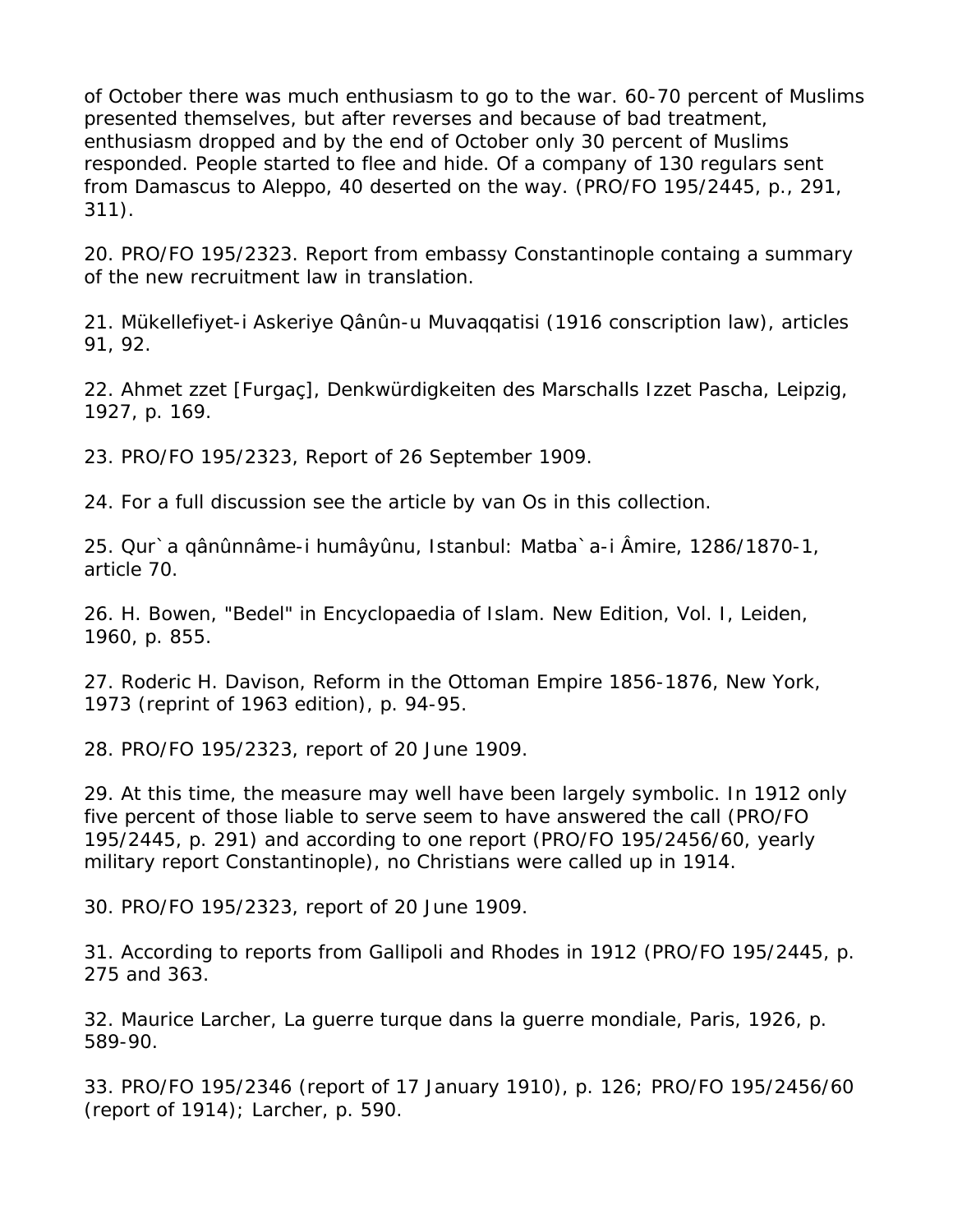of October there was much enthusiasm to go to the war. 60-70 percent of Muslims presented themselves, but after reverses and because of bad treatment, enthusiasm dropped and by the end of October only 30 percent of Muslims responded. People started to flee and hide. Of a company of 130 regulars sent from Damascus to Aleppo, 40 deserted on the way. (PRO/FO 195/2445, p., 291, 311).

20. PRO/FO 195/2323. Report from embassy Constantinople containg a summary of the new recruitment law in translation.

21. Mükellefiyet-i Askeriye Qânûn-u Muvaqqatisi (1916 conscription law), articles 91, 92.

22. Ahmet zzet [Furgaç], Denkwürdigkeiten des Marschalls Izzet Pascha, Leipzig, 1927, p. 169.

23. PRO/FO 195/2323, Report of 26 September 1909.

24. For a full discussion see the article by van Os in this collection.

25. Qur`a qânûnnâme-i humâyûnu, Istanbul: Matba`a-i Âmire, 1286/1870-1, article 70.

26. H. Bowen, "Bedel" in Encyclopaedia of Islam. New Edition, Vol. I, Leiden, 1960, p. 855.

27. Roderic H. Davison, Reform in the Ottoman Empire 1856-1876, New York, 1973 (reprint of 1963 edition), p. 94-95.

28. PRO/FO 195/2323, report of 20 June 1909.

29. At this time, the measure may well have been largely symbolic. In 1912 only five percent of those liable to serve seem to have answered the call (PRO/FO 195/2445, p. 291) and according to one report (PRO/FO 195/2456/60, yearly military report Constantinople), no Christians were called up in 1914.

30. PRO/FO 195/2323, report of 20 June 1909.

31. According to reports from Gallipoli and Rhodes in 1912 (PRO/FO 195/2445, p. 275 and 363.

32. Maurice Larcher, La guerre turque dans la guerre mondiale, Paris, 1926, p. 589-90.

33. PRO/FO 195/2346 (report of 17 January 1910), p. 126; PRO/FO 195/2456/60 (report of 1914); Larcher, p. 590.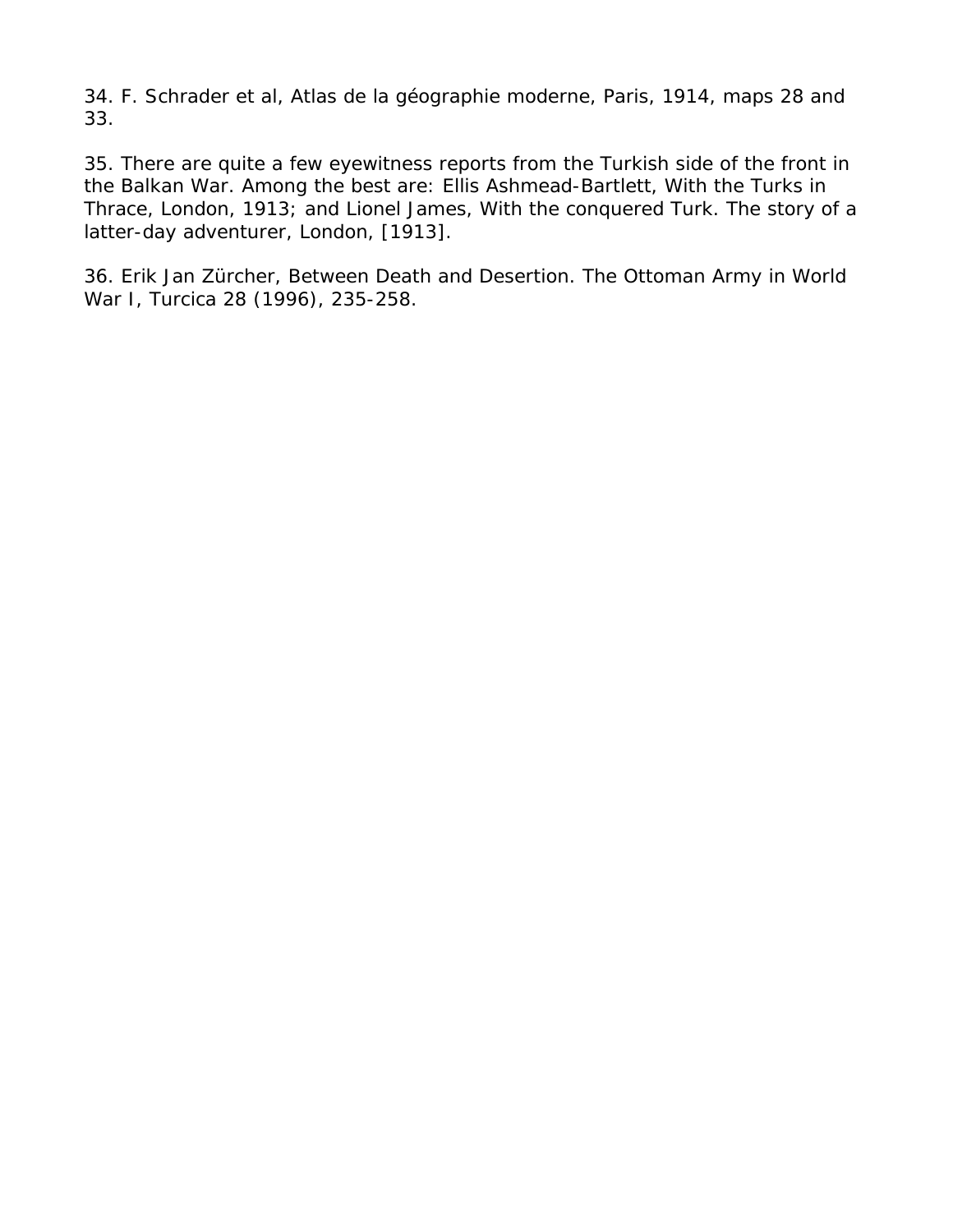34. F. Schrader et al, Atlas de la géographie moderne, Paris, 1914, maps 28 and 33.

35. There are quite a few eyewitness reports from the Turkish side of the front in the Balkan War. Among the best are: Ellis Ashmead-Bartlett, With the Turks in Thrace, London, 1913; and Lionel James, With the conquered Turk. The story of a latter-day adventurer, London, [1913].

36. Erik Jan Zürcher, Between Death and Desertion. The Ottoman Army in World War I, Turcica 28 (1996), 235-258.